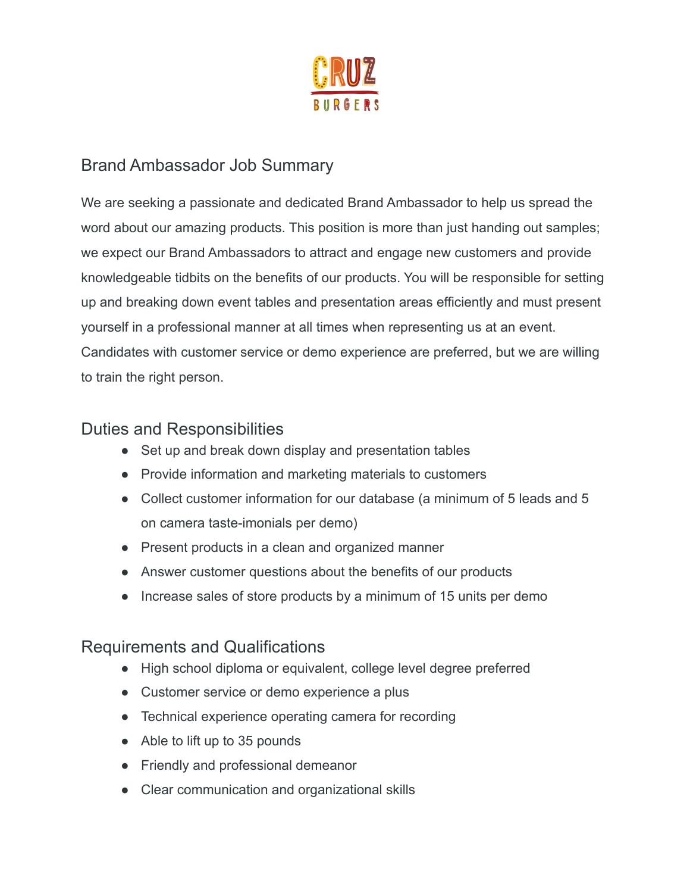CRUZ BURGERS

## Brand Ambassador Job Summary

We are seeking a passionate and dedicated Brand Ambassador to help us spread the word about our amazing products. This position is more than just handing out samples; we expect our Brand Ambassadors to attract and engage new customers and provide knowledgeable tidbits on the benefits of our products. You will be responsible for setting up and breaking down event tables and presentation areas efficiently and must present yourself in a professional manner at all times when representing us at an event. Candidates with customer service or demo experience are preferred, but we are willing to train the right person.

## Duties and Responsibilities

- Set up and break down display and presentation tables
- Provide information and marketing materials to customers
- Collect customer information for our database (a minimum of 5 leads and 5 on camera taste-imonials per demo)
- Present products in a clean and organized manner
- Answer customer questions about the benefits of our products
- Increase sales of store products by a minimum of 15 units per demo

## Requirements and Qualifications

- High school diploma or equivalent, college level degree preferred
- Customer service or demo experience a plus
- Technical experience operating camera for recording
- Able to lift up to 35 pounds
- Friendly and professional demeanor
- Clear communication and organizational skills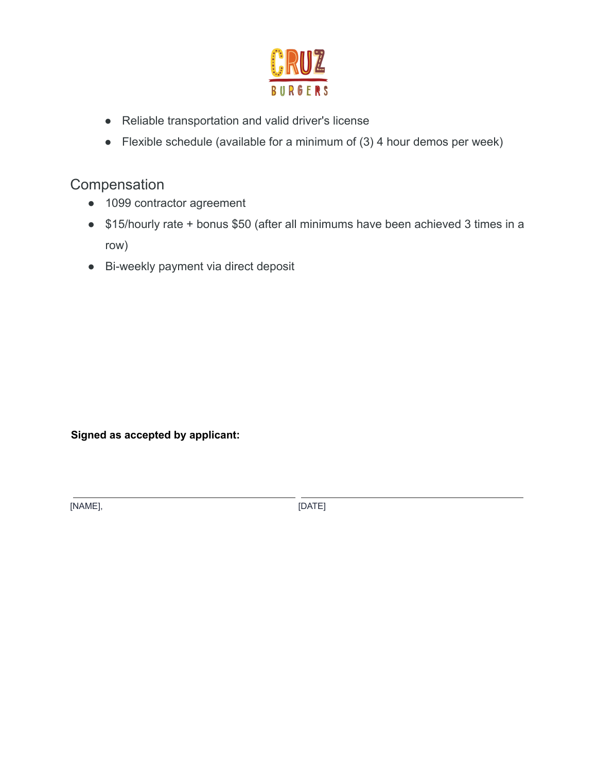- Reliable transportation and valid driver's license
- Flexible schedule (available for a minimum of (3) 4 hour demos per week)

## Compensation

- 1099 contractor agreement
- $15/hourly rate + bonus $50 (after all minimums have been achieved 3 times in a row)
- Bi-weekly payment via direct deposit

**Signed as accepted by applicant:**

\_\_\_\_\_\_\_\_\_\_\_\_\_\_\_\_\_\_\_\_\_\_\_\_\_\_\_\_\_\_ \_\_\_\_\_\_\_\_\_\_\_\_\_\_\_\_\_\_\_\_\_\_\_\_\_\_\_\_\_\_

[NAME], [DATE]